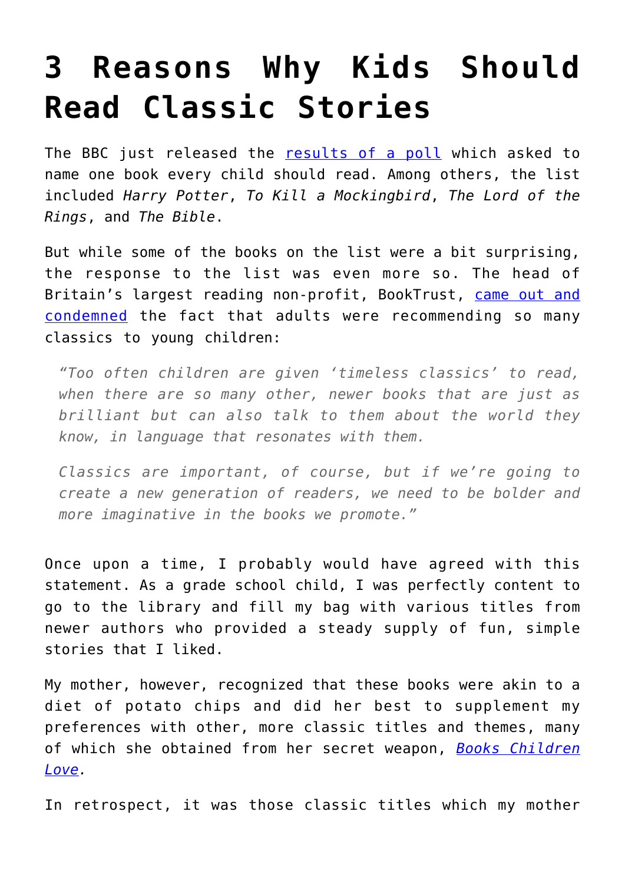# 3 Reasons Why Kids Should Read Classic Stories

The BBC just released the [results of a poll] which asked to name one book every child should read. Among others, the list included *Harry Potter*, *To Kill a Mockingbird*, *The Lord of the Rings*, and *The Bible*.

But while some of the books on the list were a bit surprising, the response to the list was even more so. The head of Britain's largest reading non-profit, BookTrust, [came out and condemned] the fact that adults were recommending so many classics to young children:

> *"Too often children are given 'timeless classics' to read, when there are so many other, newer books that are just as brilliant but can also talk to them about the world they know, in language that resonates with them.*
>
> *Classics are important, of course, but if we're going to create a new generation of readers, we need to be bolder and more imaginative in the books we promote."*

Once upon a time, I probably would have agreed with this statement. As a grade school child, I was perfectly content to go to the library and fill my bag with various titles from newer authors who provided a steady supply of fun, simple stories that I liked.

My mother, however, recognized that these books were akin to a diet of potato chips and did her best to supplement my preferences with other, more classic titles and themes, many of which she obtained from her secret weapon, [*Books Children Love*].

In retrospect, it was those classic titles which my mother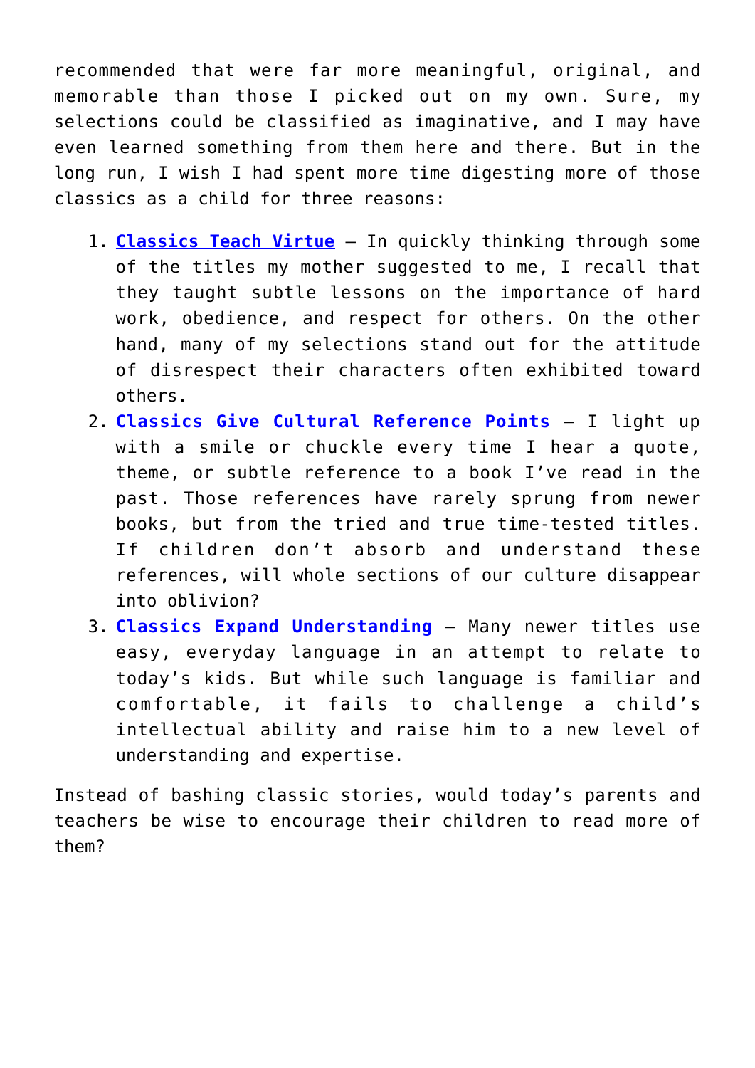recommended that were far more meaningful, original, and memorable than those I picked out on my own. Sure, my selections could be classified as imaginative, and I may have even learned something from them here and there. But in the long run, I wish I had spent more time digesting more of those classics as a child for three reasons:

1. **Classics Teach Virtue** – In quickly thinking through some of the titles my mother suggested to me, I recall that they taught subtle lessons on the importance of hard work, obedience, and respect for others. On the other hand, many of my selections stand out for the attitude of disrespect their characters often exhibited toward others.
2. **Classics Give Cultural Reference Points** – I light up with a smile or chuckle every time I hear a quote, theme, or subtle reference to a book I've read in the past. Those references have rarely sprung from newer books, but from the tried and true time-tested titles. If children don't absorb and understand these references, will whole sections of our culture disappear into oblivion?
3. **Classics Expand Understanding** – Many newer titles use easy, everyday language in an attempt to relate to today's kids. But while such language is familiar and comfortable, it fails to challenge a child's intellectual ability and raise him to a new level of understanding and expertise.

Instead of bashing classic stories, would today's parents and teachers be wise to encourage their children to read more of them?